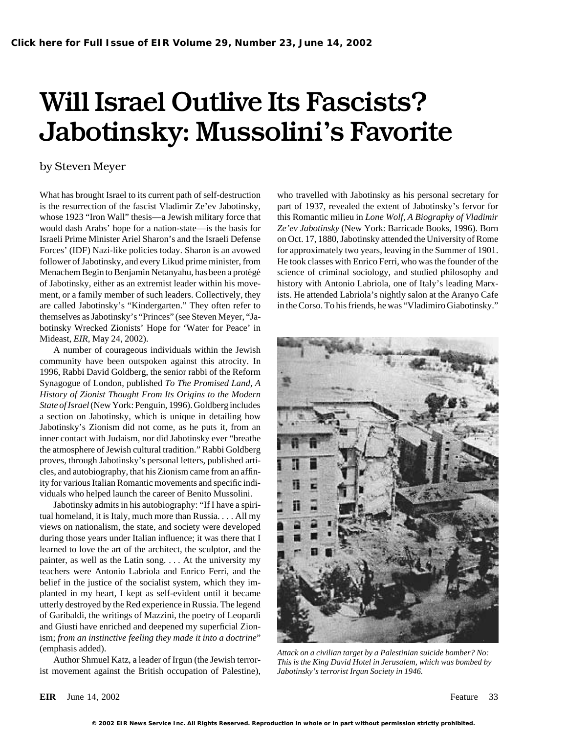Click here for Full Issue of EIR Volume 29, Number 23, June 14, 2002

# Will Israel Outlive Its Fascists? Jabotinsky: Mussolini's Favorite

by Steven Meyer

What has brought Israel to its current path of self-destruction is the resurrection of the fascist Vladimir Ze'ev Jabotinsky, whose 1923 "Iron Wall" thesis—a Jewish military force that would dash Arabs' hope for a nation-state—is the basis for Israeli Prime Minister Ariel Sharon's and the Israeli Defense Forces' (IDF) Nazi-like policies today. Sharon is an avowed follower of Jabotinsky, and every Likud prime minister, from Menachem Begin to Benjamin Netanyahu, has been a protégé of Jabotinsky, either as an extremist leader within his movement, or a family member of such leaders. Collectively, they are called Jabotinsky's "Kindergarten." They often refer to themselves as Jabotinsky's "Princes" (see Steven Meyer, "Jabotinsky Wrecked Zionists' Hope for 'Water for Peace' in Mideast, *EIR*, May 24, 2002).

A number of courageous individuals within the Jewish community have been outspoken against this atrocity. In 1996, Rabbi David Goldberg, the senior rabbi of the Reform Synagogue of London, published *To The Promised Land, A History of Zionist Thought From Its Origins to the Modern State of Israel* (New York: Penguin, 1996). Goldberg includes a section on Jabotinsky, which is unique in detailing how Jabotinsky's Zionism did not come, as he puts it, from an inner contact with Judaism, nor did Jabotinsky ever "breathe the atmosphere of Jewish cultural tradition." Rabbi Goldberg proves, through Jabotinsky's personal letters, published articles, and autobiography, that his Zionism came from an affinity for various Italian Romantic movements and specific individuals who helped launch the career of Benito Mussolini.

Jabotinsky admits in his autobiography: "If I have a spiritual homeland, it is Italy, much more than Russia. . . . All my views on nationalism, the state, and society were developed during those years under Italian influence; it was there that I learned to love the art of the architect, the sculptor, and the painter, as well as the Latin song. . . . At the university my teachers were Antonio Labriola and Enrico Ferri, and the belief in the justice of the socialist system, which they implanted in my heart, I kept as self-evident until it became utterly destroyed by the Red experience in Russia. The legend of Garibaldi, the writings of Mazzini, the poetry of Leopardi and Giusti have enriched and deepened my superficial Zionism; *from an instinctive feeling they made it into a doctrine*" (emphasis added).

Author Shmuel Katz, a leader of Irgun (the Jewish terrorist movement against the British occupation of Palestine), who travelled with Jabotinsky as his personal secretary for part of 1937, revealed the extent of Jabotinsky's fervor for this Romantic milieu in *Lone Wolf, A Biography of Vladimir Ze'ev Jabotinsky* (New York: Barricade Books, 1996). Born on Oct. 17, 1880, Jabotinsky attended the University of Rome for approximately two years, leaving in the Summer of 1901. He took classes with Enrico Ferri, who was the founder of the science of criminal sociology, and studied philosophy and history with Antonio Labriola, one of Italy's leading Marxists. He attended Labriola's nightly salon at the Aranyo Cafe in the Corso. To his friends, he was "Vladimiro Giabotinsky."

*Attack on a civilian target by a Palestinian suicide bomber? No: This is the King David Hotel in Jerusalem, which was bombed by Jabotinsky's terrorist Irgun Society in 1946.*

© 2002 EIR News Service Inc. All Rights Reserved. Reproduction in whole or in part without permission strictly prohibited.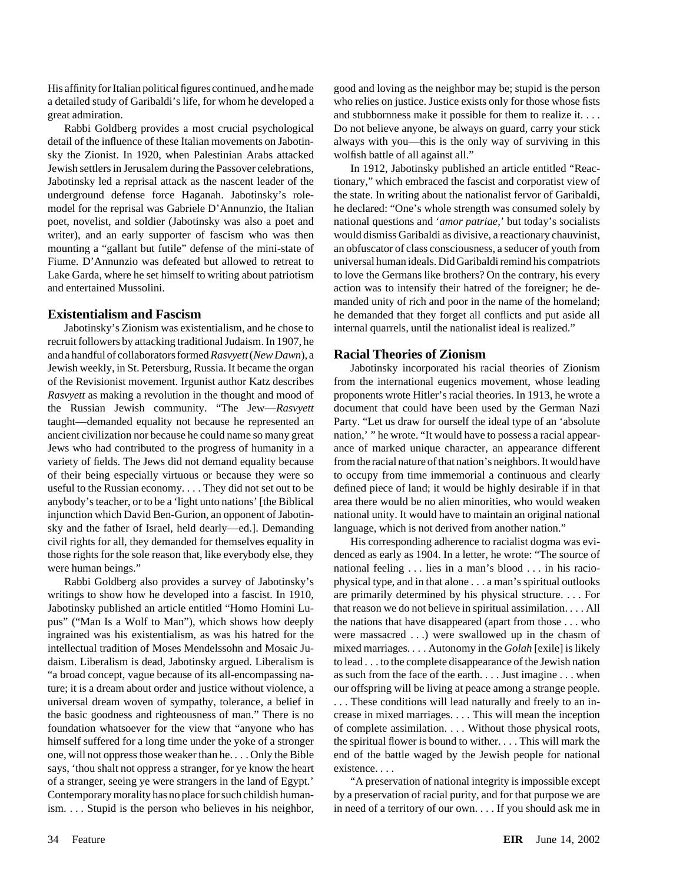His affinity for Italian political figures continued, and he made a detailed study of Garibaldi's life, for whom he developed a great admiration.

Rabbi Goldberg provides a most crucial psychological detail of the influence of these Italian movements on Jabotinsky the Zionist. In 1920, when Palestinian Arabs attacked Jewish settlers in Jerusalem during the Passover celebrations, Jabotinsky led a reprisal attack as the nascent leader of the underground defense force Haganah. Jabotinsky's role-model for the reprisal was Gabriele D'Annunzio, the Italian poet, novelist, and soldier (Jabotinsky was also a poet and writer), and an early supporter of fascism who was then mounting a "gallant but futile" defense of the mini-state of Fiume. D'Annunzio was defeated but allowed to retreat to Lake Garda, where he set himself to writing about patriotism and entertained Mussolini.

## Existentialism and Fascism

Jabotinsky's Zionism was existentialism, and he chose to recruit followers by attacking traditional Judaism. In 1907, he and a handful of collaborators formed *Rasvyett* (*New Dawn*), a Jewish weekly, in St. Petersburg, Russia. It became the organ of the Revisionist movement. Irgunist author Katz describes *Rasvyett* as making a revolution in the thought and mood of the Russian Jewish community. "The Jew—*Rasvyett* taught—demanded equality not because he represented an ancient civilization nor because he could name so many great Jews who had contributed to the progress of humanity in a variety of fields. The Jews did not demand equality because of their being especially virtuous or because they were so useful to the Russian economy. . . . They did not set out to be anybody's teacher, or to be a 'light unto nations' [the Biblical injunction which David Ben-Gurion, an opponent of Jabotinsky and the father of Israel, held dearly—ed.]. Demanding civil rights for all, they demanded for themselves equality in those rights for the sole reason that, like everybody else, they were human beings."

Rabbi Goldberg also provides a survey of Jabotinsky's writings to show how he developed into a fascist. In 1910, Jabotinsky published an article entitled "Homo Homini Lupus" ("Man Is a Wolf to Man"), which shows how deeply ingrained was his existentialism, as was his hatred for the intellectual tradition of Moses Mendelssohn and Mosaic Judaism. Liberalism is dead, Jabotinsky argued. Liberalism is "a broad concept, vague because of its all-encompassing nature; it is a dream about order and justice without violence, a universal dream woven of sympathy, tolerance, a belief in the basic goodness and righteousness of man." There is no foundation whatsoever for the view that "anyone who has himself suffered for a long time under the yoke of a stronger one, will not oppress those weaker than he. . . . Only the Bible says, 'thou shalt not oppress a stranger, for ye know the heart of a stranger, seeing ye were strangers in the land of Egypt.' Contemporary morality has no place for such childish humanism. . . . Stupid is the person who believes in his neighbor, good and loving as the neighbor may be; stupid is the person who relies on justice. Justice exists only for those whose fists and stubbornness make it possible for them to realize it. . . . Do not believe anyone, be always on guard, carry your stick always with you—this is the only way of surviving in this wolfish battle of all against all."

In 1912, Jabotinsky published an article entitled "Reactionary," which embraced the fascist and corporatist view of the state. In writing about the nationalist fervor of Garibaldi, he declared: "One's whole strength was consumed solely by national questions and '*amor patriae*,' but today's socialists would dismiss Garibaldi as divisive, a reactionary chauvinist, an obfuscator of class consciousness, a seducer of youth from universal human ideals. Did Garibaldi remind his compatriots to love the Germans like brothers? On the contrary, his every action was to intensify their hatred of the foreigner; he demanded unity of rich and poor in the name of the homeland; he demanded that they forget all conflicts and put aside all internal quarrels, until the nationalist ideal is realized."

## Racial Theories of Zionism

Jabotinsky incorporated his racial theories of Zionism from the international eugenics movement, whose leading proponents wrote Hitler's racial theories. In 1913, he wrote a document that could have been used by the German Nazi Party. "Let us draw for ourself the ideal type of an 'absolute nation,' " he wrote. "It would have to possess a racial appearance of marked unique character, an appearance different from the racial nature of that nation's neighbors. It would have to occupy from time immemorial a continuous and clearly defined piece of land; it would be highly desirable if in that area there would be no alien minorities, who would weaken national unity. It would have to maintain an original national language, which is not derived from another nation."

His corresponding adherence to racialist dogma was evidenced as early as 1904. In a letter, he wrote: "The source of national feeling . . . lies in a man's blood . . . in his racio-physical type, and in that alone . . . a man's spiritual outlooks are primarily determined by his physical structure. . . . For that reason we do not believe in spiritual assimilation. . . . All the nations that have disappeared (apart from those . . . who were massacred . . .) were swallowed up in the chasm of mixed marriages. . . . Autonomy in the *Golah* [exile] is likely to lead . . . to the complete disappearance of the Jewish nation as such from the face of the earth. . . . Just imagine . . . when our offspring will be living at peace among a strange people. . . . These conditions will lead naturally and freely to an increase in mixed marriages. . . . This will mean the inception of complete assimilation. . . . Without those physical roots, the spiritual flower is bound to wither. . . . This will mark the end of the battle waged by the Jewish people for national existence. . . .

"A preservation of national integrity is impossible except by a preservation of racial purity, and for that purpose we are in need of a territory of our own. . . . If you should ask me in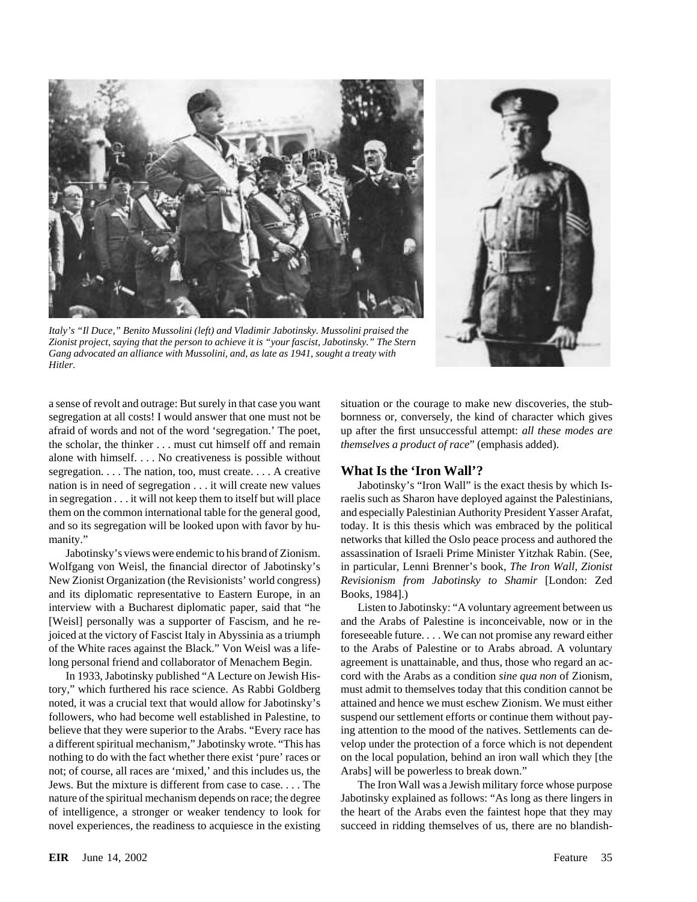*Italy's "Il Duce," Benito Mussolini (left) and Vladimir Jabotinsky. Mussolini praised the Zionist project, saying that the person to achieve it is "your fascist, Jabotinsky." The Stern Gang advocated an alliance with Mussolini, and, as late as 1941, sought a treaty with Hitler.*

a sense of revolt and outrage: But surely in that case you want segregation at all costs! I would answer that one must not be afraid of words and not of the word 'segregation.' The poet, the scholar, the thinker . . . must cut himself off and remain alone with himself. . . . No creativeness is possible without segregation. . . . The nation, too, must create. . . . A creative nation is in need of segregation . . . it will create new values in segregation . . . it will not keep them to itself but will place them on the common international table for the general good, and so its segregation will be looked upon with favor by humanity."

Jabotinsky's views were endemic to his brand of Zionism. Wolfgang von Weisl, the financial director of Jabotinsky's New Zionist Organization (the Revisionists' world congress) and its diplomatic representative to Eastern Europe, in an interview with a Bucharest diplomatic paper, said that "he [Weisl] personally was a supporter of Fascism, and he rejoiced at the victory of Fascist Italy in Abyssinia as a triumph of the White races against the Black." Von Weisl was a lifelong personal friend and collaborator of Menachem Begin.

In 1933, Jabotinsky published "A Lecture on Jewish History," which furthered his race science. As Rabbi Goldberg noted, it was a crucial text that would allow for Jabotinsky's followers, who had become well established in Palestine, to believe that they were superior to the Arabs. "Every race has a different spiritual mechanism," Jabotinsky wrote. "This has nothing to do with the fact whether there exist 'pure' races or not; of course, all races are 'mixed,' and this includes us, the Jews. But the mixture is different from case to case. . . . The nature of the spiritual mechanism depends on race; the degree of intelligence, a stronger or weaker tendency to look for novel experiences, the readiness to acquiesce in the existing situation or the courage to make new discoveries, the stubbornness or, conversely, the kind of character which gives up after the first unsuccessful attempt: *all these modes are themselves a product of race*" (emphasis added).

## What Is the 'Iron Wall'?

Jabotinsky's "Iron Wall" is the exact thesis by which Israelis such as Sharon have deployed against the Palestinians, and especially Palestinian Authority President Yasser Arafat, today. It is this thesis which was embraced by the political networks that killed the Oslo peace process and authored the assassination of Israeli Prime Minister Yitzhak Rabin. (See, in particular, Lenni Brenner's book, *The Iron Wall, Zionist Revisionism from Jabotinsky to Shamir* [London: Zed Books, 1984].)

Listen to Jabotinsky: "A voluntary agreement between us and the Arabs of Palestine is inconceivable, now or in the foreseeable future. . . . We can not promise any reward either to the Arabs of Palestine or to Arabs abroad. A voluntary agreement is unattainable, and thus, those who regard an accord with the Arabs as a condition *sine qua non* of Zionism, must admit to themselves today that this condition cannot be attained and hence we must eschew Zionism. We must either suspend our settlement efforts or continue them without paying attention to the mood of the natives. Settlements can develop under the protection of a force which is not dependent on the local population, behind an iron wall which they [the Arabs] will be powerless to break down."

The Iron Wall was a Jewish military force whose purpose Jabotinsky explained as follows: "As long as there lingers in the heart of the Arabs even the faintest hope that they may succeed in ridding themselves of us, there are no blandish-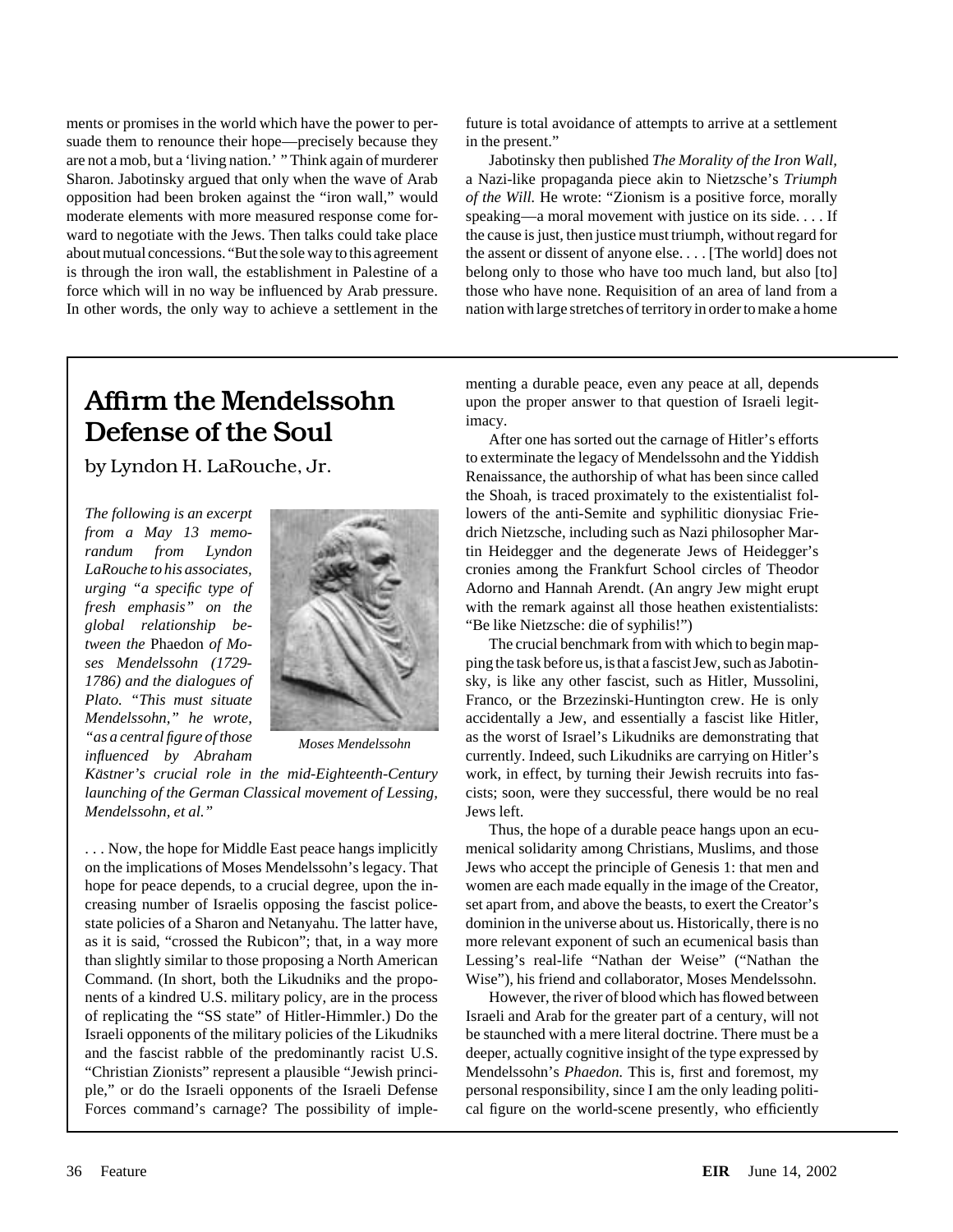ments or promises in the world which have the power to persuade them to renounce their hope—precisely because they are not a mob, but a 'living nation.' " Think again of murderer Sharon. Jabotinsky argued that only when the wave of Arab opposition had been broken against the "iron wall," would moderate elements with more measured response come forward to negotiate with the Jews. Then talks could take place about mutual concessions. "But the sole way to this agreement is through the iron wall, the establishment in Palestine of a force which will in no way be influenced by Arab pressure. In other words, the only way to achieve a settlement in the future is total avoidance of attempts to arrive at a settlement in the present."

Jabotinsky then published *The Morality of the Iron Wall,* a Nazi-like propaganda piece akin to Nietzsche's *Triumph of the Will.* He wrote: "Zionism is a positive force, morally speaking—a moral movement with justice on its side. . . . If the cause is just, then justice must triumph, without regard for the assent or dissent of anyone else. . . . [The world] does not belong only to those who have too much land, but also [to] those who have none. Requisition of an area of land from a nation with large stretches of territory in order to make a home

# Affirm the Mendelssohn Defense of the Soul

by Lyndon H. LaRouche, Jr.

*The following is an excerpt from a May 13 memorandum from Lyndon LaRouche to his associates, urging "a specific type of fresh emphasis" on the global relationship between the* Phaedon *of Moses Mendelssohn (1729-1786) and the dialogues of Plato. "This must situate Mendelssohn," he wrote, "as a central figure of those influenced by Abraham Kästner's crucial role in the mid-Eighteenth-Century launching of the German Classical movement of Lessing, Mendelssohn, et al."*

*Moses Mendelssohn*

. . . Now, the hope for Middle East peace hangs implicitly on the implications of Moses Mendelssohn's legacy. That hope for peace depends, to a crucial degree, upon the increasing number of Israelis opposing the fascist police-state policies of a Sharon and Netanyahu. The latter have, as it is said, "crossed the Rubicon"; that, in a way more than slightly similar to those proposing a North American Command. (In short, both the Likudniks and the proponents of a kindred U.S. military policy, are in the process of replicating the "SS state" of Hitler-Himmler.) Do the Israeli opponents of the military policies of the Likudniks and the fascist rabble of the predominantly racist U.S. "Christian Zionists" represent a plausible "Jewish principle," or do the Israeli opponents of the Israeli Defense Forces command's carnage? The possibility of implementing a durable peace, even any peace at all, depends upon the proper answer to that question of Israeli legitimacy.

After one has sorted out the carnage of Hitler's efforts to exterminate the legacy of Mendelssohn and the Yiddish Renaissance, the authorship of what has been since called the Shoah, is traced proximately to the existentialist followers of the anti-Semite and syphilitic dionysiac Friedrich Nietzsche, including such as Nazi philosopher Martin Heidegger and the degenerate Jews of Heidegger's cronies among the Frankfurt School circles of Theodor Adorno and Hannah Arendt. (An angry Jew might erupt with the remark against all those heathen existentialists: "Be like Nietzsche: die of syphilis!")

The crucial benchmark from with which to begin mapping the task before us, is that a fascist Jew, such as Jabotinsky, is like any other fascist, such as Hitler, Mussolini, Franco, or the Brzezinski-Huntington crew. He is only accidentally a Jew, and essentially a fascist like Hitler, as the worst of Israel's Likudniks are demonstrating that currently. Indeed, such Likudniks are carrying on Hitler's work, in effect, by turning their Jewish recruits into fascists; soon, were they successful, there would be no real Jews left.

Thus, the hope of a durable peace hangs upon an ecumenical solidarity among Christians, Muslims, and those Jews who accept the principle of Genesis 1: that men and women are each made equally in the image of the Creator, set apart from, and above the beasts, to exert the Creator's dominion in the universe about us. Historically, there is no more relevant exponent of such an ecumenical basis than Lessing's real-life "Nathan der Weise" ("Nathan the Wise"), his friend and collaborator, Moses Mendelssohn.

However, the river of blood which has flowed between Israeli and Arab for the greater part of a century, will not be staunched with a mere literal doctrine. There must be a deeper, actually cognitive insight of the type expressed by Mendelssohn's *Phaedon.* This is, first and foremost, my personal responsibility, since I am the only leading political figure on the world-scene presently, who efficiently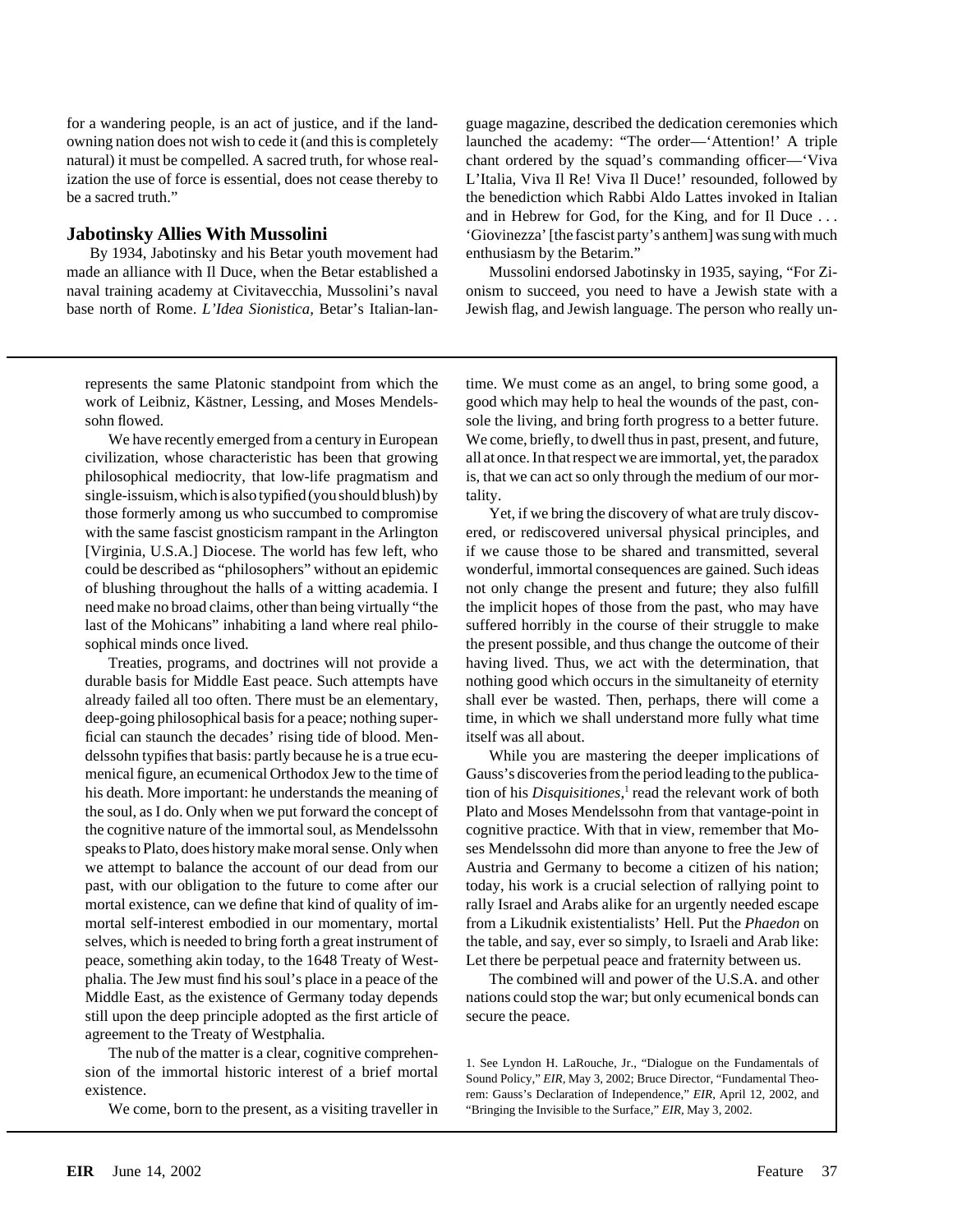for a wandering people, is an act of justice, and if the land-owning nation does not wish to cede it (and this is completely natural) it must be compelled. A sacred truth, for whose realization the use of force is essential, does not cease thereby to be a sacred truth."

## Jabotinsky Allies With Mussolini

By 1934, Jabotinsky and his Betar youth movement had made an alliance with Il Duce, when the Betar established a naval training academy at Civitavecchia, Mussolini's naval base north of Rome. *L'Idea Sionistica,* Betar's Italian-language magazine, described the dedication ceremonies which launched the academy: "The order—'Attention!' A triple chant ordered by the squad's commanding officer—'Viva L'Italia, Viva Il Re! Viva Il Duce!' resounded, followed by the benediction which Rabbi Aldo Lattes invoked in Italian and in Hebrew for God, for the King, and for Il Duce . . . 'Giovinezza' [the fascist party's anthem] was sung with much enthusiasm by the Betarim."

Mussolini endorsed Jabotinsky in 1935, saying, "For Zionism to succeed, you need to have a Jewish state with a Jewish flag, and Jewish language. The person who really un-

---

represents the same Platonic standpoint from which the work of Leibniz, Kästner, Lessing, and Moses Mendelssohn flowed.

We have recently emerged from a century in European civilization, whose characteristic has been that growing philosophical mediocrity, that low-life pragmatism and single-issuism, which is also typified (you should blush) by those formerly among us who succumbed to compromise with the same fascist gnosticism rampant in the Arlington [Virginia, U.S.A.] Diocese. The world has few left, who could be described as "philosophers" without an epidemic of blushing throughout the halls of a witting academia. I need make no broad claims, other than being virtually "the last of the Mohicans" inhabiting a land where real philosophical minds once lived.

Treaties, programs, and doctrines will not provide a durable basis for Middle East peace. Such attempts have already failed all too often. There must be an elementary, deep-going philosophical basis for a peace; nothing superficial can staunch the decades' rising tide of blood. Mendelssohn typifies that basis: partly because he is a true ecumenical figure, an ecumenical Orthodox Jew to the time of his death. More important: he understands the meaning of the soul, as I do. Only when we put forward the concept of the cognitive nature of the immortal soul, as Mendelssohn speaks to Plato, does history make moral sense. Only when we attempt to balance the account of our dead from our past, with our obligation to the future to come after our mortal existence, can we define that kind of quality of immortal self-interest embodied in our momentary, mortal selves, which is needed to bring forth a great instrument of peace, something akin today, to the 1648 Treaty of Westphalia. The Jew must find his soul's place in a peace of the Middle East, as the existence of Germany today depends still upon the deep principle adopted as the first article of agreement to the Treaty of Westphalia.

The nub of the matter is a clear, cognitive comprehension of the immortal historic interest of a brief mortal existence.

We come, born to the present, as a visiting traveller in time. We must come as an angel, to bring some good, a good which may help to heal the wounds of the past, console the living, and bring forth progress to a better future. We come, briefly, to dwell thus in past, present, and future, all at once. In that respect we are immortal, yet, the paradox is, that we can act so only through the medium of our mortality.

Yet, if we bring the discovery of what are truly discovered, or rediscovered universal physical principles, and if we cause those to be shared and transmitted, several wonderful, immortal consequences are gained. Such ideas not only change the present and future; they also fulfill the implicit hopes of those from the past, who may have suffered horribly in the course of their struggle to make the present possible, and thus change the outcome of their having lived. Thus, we act with the determination, that nothing good which occurs in the simultaneity of eternity shall ever be wasted. Then, perhaps, there will come a time, in which we shall understand more fully what time itself was all about.

While you are mastering the deeper implications of Gauss's discoveries from the period leading to the publication of his *Disquisitiones,*[1] read the relevant work of both Plato and Moses Mendelssohn from that vantage-point in cognitive practice. With that in view, remember that Moses Mendelssohn did more than anyone to free the Jew of Austria and Germany to become a citizen of his nation; today, his work is a crucial selection of rallying point to rally Israel and Arabs alike for an urgently needed escape from a Likudnik existentialists' Hell. Put the *Phaedon* on the table, and say, ever so simply, to Israeli and Arab like: Let there be perpetual peace and fraternity between us.

The combined will and power of the U.S.A. and other nations could stop the war; but only ecumenical bonds can secure the peace.

1. See Lyndon H. LaRouche, Jr., "Dialogue on the Fundamentals of Sound Policy," *EIR,* May 3, 2002; Bruce Director, "Fundamental Theorem: Gauss's Declaration of Independence," *EIR,* April 12, 2002, and "Bringing the Invisible to the Surface," *EIR,* May 3, 2002.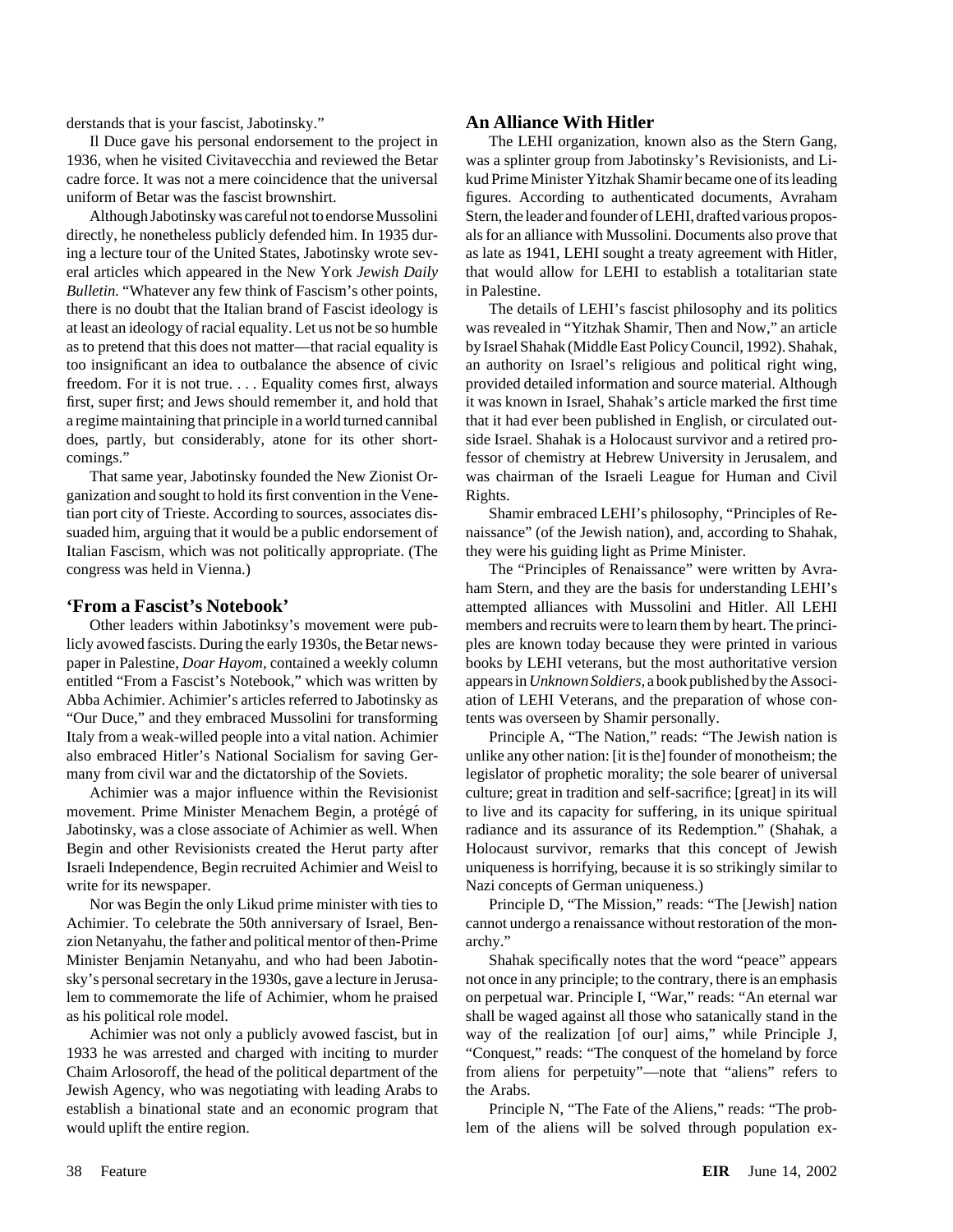derstands that is your fascist, Jabotinsky."

Il Duce gave his personal endorsement to the project in 1936, when he visited Civitavecchia and reviewed the Betar cadre force. It was not a mere coincidence that the universal uniform of Betar was the fascist brownshirt.

Although Jabotinsky was careful not to endorse Mussolini directly, he nonetheless publicly defended him. In 1935 during a lecture tour of the United States, Jabotinsky wrote several articles which appeared in the New York *Jewish Daily Bulletin.* "Whatever any few think of Fascism's other points, there is no doubt that the Italian brand of Fascist ideology is at least an ideology of racial equality. Let us not be so humble as to pretend that this does not matter—that racial equality is too insignificant an idea to outbalance the absence of civic freedom. For it is not true. . . . Equality comes first, always first, super first; and Jews should remember it, and hold that a regime maintaining that principle in a world turned cannibal does, partly, but considerably, atone for its other shortcomings."

That same year, Jabotinsky founded the New Zionist Organization and sought to hold its first convention in the Venetian port city of Trieste. According to sources, associates dissuaded him, arguing that it would be a public endorsement of Italian Fascism, which was not politically appropriate. (The congress was held in Vienna.)

## 'From a Fascist's Notebook'

Other leaders within Jabotinksy's movement were publicly avowed fascists. During the early 1930s, the Betar newspaper in Palestine, *Doar Hayom,* contained a weekly column entitled "From a Fascist's Notebook," which was written by Abba Achimier. Achimier's articles referred to Jabotinsky as "Our Duce," and they embraced Mussolini for transforming Italy from a weak-willed people into a vital nation. Achimier also embraced Hitler's National Socialism for saving Germany from civil war and the dictatorship of the Soviets.

Achimier was a major influence within the Revisionist movement. Prime Minister Menachem Begin, a protégé of Jabotinsky, was a close associate of Achimier as well. When Begin and other Revisionists created the Herut party after Israeli Independence, Begin recruited Achimier and Weisl to write for its newspaper.

Nor was Begin the only Likud prime minister with ties to Achimier. To celebrate the 50th anniversary of Israel, Benzion Netanyahu, the father and political mentor of then-Prime Minister Benjamin Netanyahu, and who had been Jabotinsky's personal secretary in the 1930s, gave a lecture in Jerusalem to commemorate the life of Achimier, whom he praised as his political role model.

Achimier was not only a publicly avowed fascist, but in 1933 he was arrested and charged with inciting to murder Chaim Arlosoroff, the head of the political department of the Jewish Agency, who was negotiating with leading Arabs to establish a binational state and an economic program that would uplift the entire region.

## An Alliance With Hitler

The LEHI organization, known also as the Stern Gang, was a splinter group from Jabotinsky's Revisionists, and Likud Prime Minister Yitzhak Shamir became one of its leading figures. According to authenticated documents, Avraham Stern, the leader and founder of LEHI, drafted various proposals for an alliance with Mussolini. Documents also prove that as late as 1941, LEHI sought a treaty agreement with Hitler, that would allow for LEHI to establish a totalitarian state in Palestine.

The details of LEHI's fascist philosophy and its politics was revealed in "Yitzhak Shamir, Then and Now," an article by Israel Shahak (Middle East Policy Council, 1992). Shahak, an authority on Israel's religious and political right wing, provided detailed information and source material. Although it was known in Israel, Shahak's article marked the first time that it had ever been published in English, or circulated outside Israel. Shahak is a Holocaust survivor and a retired professor of chemistry at Hebrew University in Jerusalem, and was chairman of the Israeli League for Human and Civil Rights.

Shamir embraced LEHI's philosophy, "Principles of Renaissance" (of the Jewish nation), and, according to Shahak, they were his guiding light as Prime Minister.

The "Principles of Renaissance" were written by Avraham Stern, and they are the basis for understanding LEHI's attempted alliances with Mussolini and Hitler. All LEHI members and recruits were to learn them by heart. The principles are known today because they were printed in various books by LEHI veterans, but the most authoritative version appears in *Unknown Soldiers,* a book published by the Association of LEHI Veterans, and the preparation of whose contents was overseen by Shamir personally.

Principle A, "The Nation," reads: "The Jewish nation is unlike any other nation: [it is the] founder of monotheism; the legislator of prophetic morality; the sole bearer of universal culture; great in tradition and self-sacrifice; [great] in its will to live and its capacity for suffering, in its unique spiritual radiance and its assurance of its Redemption." (Shahak, a Holocaust survivor, remarks that this concept of Jewish uniqueness is horrifying, because it is so strikingly similar to Nazi concepts of German uniqueness.)

Principle D, "The Mission," reads: "The [Jewish] nation cannot undergo a renaissance without restoration of the monarchy."

Shahak specifically notes that the word "peace" appears not once in any principle; to the contrary, there is an emphasis on perpetual war. Principle I, "War," reads: "An eternal war shall be waged against all those who satanically stand in the way of the realization [of our] aims," while Principle J, "Conquest," reads: "The conquest of the homeland by force from aliens for perpetuity"—note that "aliens" refers to the Arabs.

Principle N, "The Fate of the Aliens," reads: "The problem of the aliens will be solved through population ex-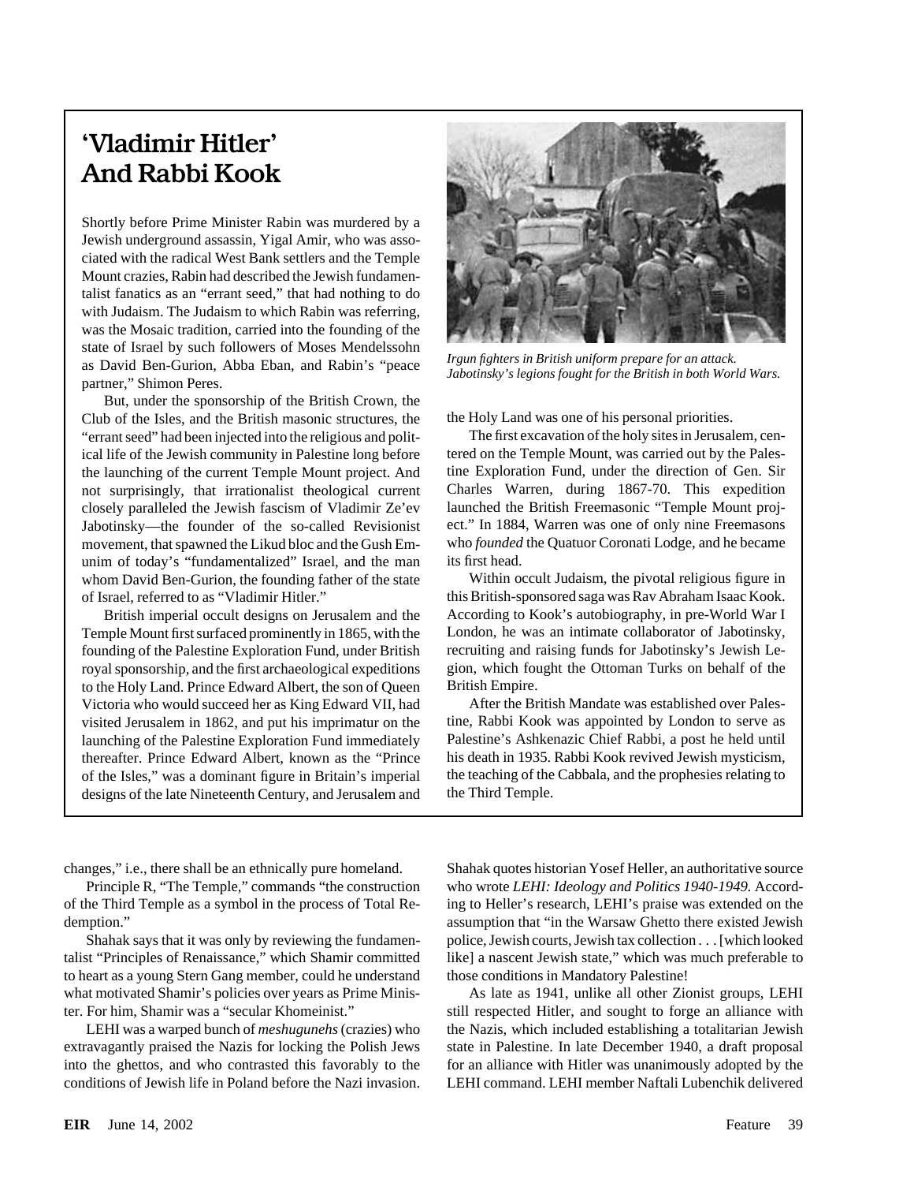## 'Vladimir Hitler' And Rabbi Kook

Shortly before Prime Minister Rabin was murdered by a Jewish underground assassin, Yigal Amir, who was associated with the radical West Bank settlers and the Temple Mount crazies, Rabin had described the Jewish fundamentalist fanatics as an "errant seed," that had nothing to do with Judaism. The Judaism to which Rabin was referring, was the Mosaic tradition, carried into the founding of the state of Israel by such followers of Moses Mendelssohn as David Ben-Gurion, Abba Eban, and Rabin's "peace partner," Shimon Peres.

But, under the sponsorship of the British Crown, the Club of the Isles, and the British masonic structures, the "errant seed" had been injected into the religious and political life of the Jewish community in Palestine long before the launching of the current Temple Mount project. And not surprisingly, that irrationalist theological current closely paralleled the Jewish fascism of Vladimir Ze'ev Jabotinsky—the founder of the so-called Revisionist movement, that spawned the Likud bloc and the Gush Emunim of today's "fundamentalized" Israel, and the man whom David Ben-Gurion, the founding father of the state of Israel, referred to as "Vladimir Hitler."

British imperial occult designs on Jerusalem and the Temple Mount first surfaced prominently in 1865, with the founding of the Palestine Exploration Fund, under British royal sponsorship, and the first archaeological expeditions to the Holy Land. Prince Edward Albert, the son of Queen Victoria who would succeed her as King Edward VII, had visited Jerusalem in 1862, and put his imprimatur on the launching of the Palestine Exploration Fund immediately thereafter. Prince Edward Albert, known as the "Prince of the Isles," was a dominant figure in Britain's imperial designs of the late Nineteenth Century, and Jerusalem and the Holy Land was one of his personal priorities.

*Irgun fighters in British uniform prepare for an attack. Jabotinsky's legions fought for the British in both World Wars.*

The first excavation of the holy sites in Jerusalem, centered on the Temple Mount, was carried out by the Palestine Exploration Fund, under the direction of Gen. Sir Charles Warren, during 1867-70. This expedition launched the British Freemasonic "Temple Mount project." In 1884, Warren was one of only nine Freemasons who *founded* the Quatuor Coronati Lodge, and he became its first head.

Within occult Judaism, the pivotal religious figure in this British-sponsored saga was Rav Abraham Isaac Kook. According to Kook's autobiography, in pre-World War I London, he was an intimate collaborator of Jabotinsky, recruiting and raising funds for Jabotinsky's Jewish Legion, which fought the Ottoman Turks on behalf of the British Empire.

After the British Mandate was established over Palestine, Rabbi Kook was appointed by London to serve as Palestine's Ashkenazic Chief Rabbi, a post he held until his death in 1935. Rabbi Kook revived Jewish mysticism, the teaching of the Cabbala, and the prophesies relating to the Third Temple.

---

changes," i.e., there shall be an ethnically pure homeland.

Principle R, "The Temple," commands "the construction of the Third Temple as a symbol in the process of Total Redemption."

Shahak says that it was only by reviewing the fundamentalist "Principles of Renaissance," which Shamir committed to heart as a young Stern Gang member, could he understand what motivated Shamir's policies over years as Prime Minister. For him, Shamir was a "secular Khomeinist."

LEHI was a warped bunch of *meshugunehs* (crazies) who extravagantly praised the Nazis for locking the Polish Jews into the ghettos, and who contrasted this favorably to the conditions of Jewish life in Poland before the Nazi invasion. Shahak quotes historian Yosef Heller, an authoritative source who wrote *LEHI: Ideology and Politics 1940-1949.* According to Heller's research, LEHI's praise was extended on the assumption that "in the Warsaw Ghetto there existed Jewish police, Jewish courts, Jewish tax collection . . . [which looked like] a nascent Jewish state," which was much preferable to those conditions in Mandatory Palestine!

As late as 1941, unlike all other Zionist groups, LEHI still respected Hitler, and sought to forge an alliance with the Nazis, which included establishing a totalitarian Jewish state in Palestine. In late December 1940, a draft proposal for an alliance with Hitler was unanimously adopted by the LEHI command. LEHI member Naftali Lubenchik delivered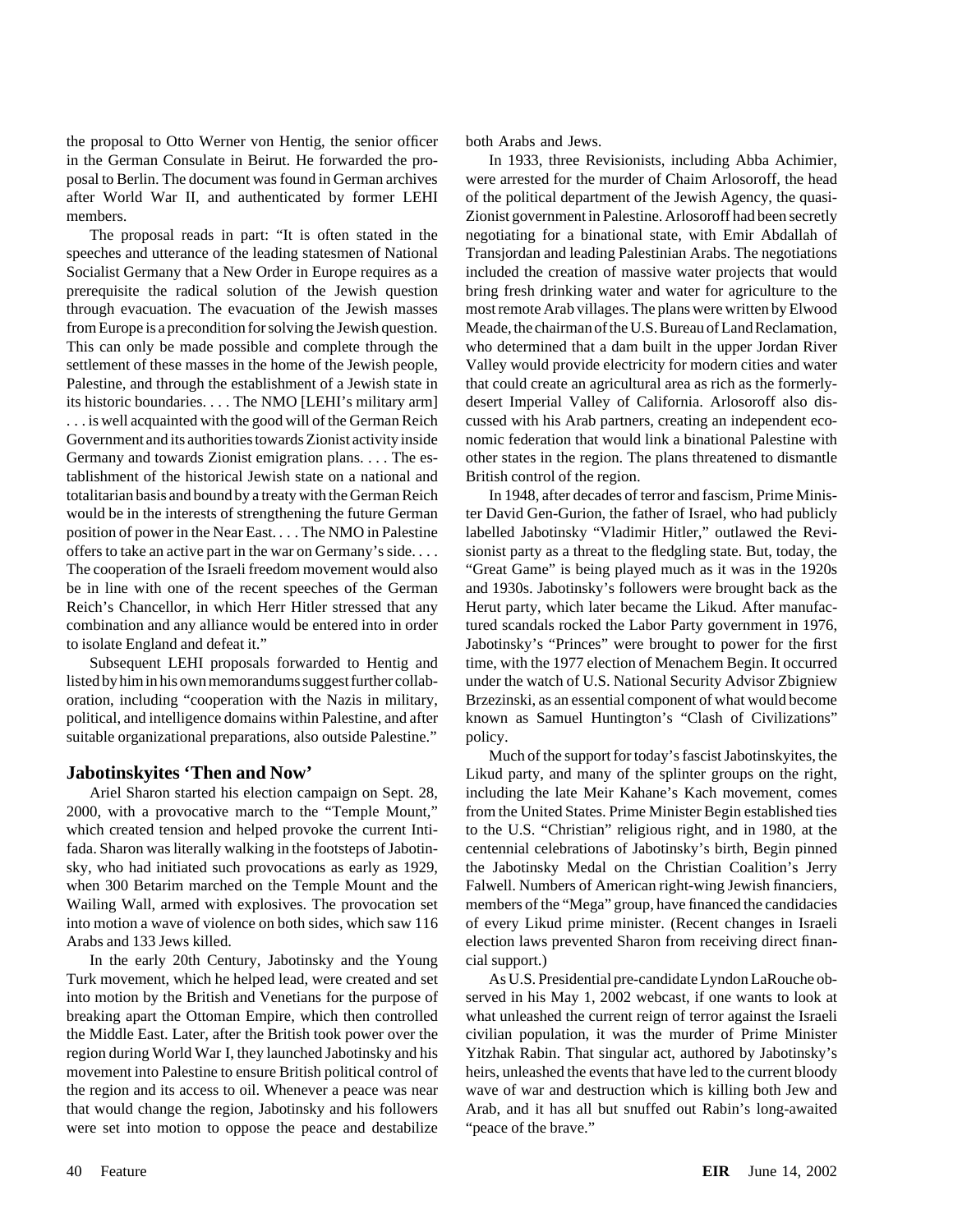the proposal to Otto Werner von Hentig, the senior officer in the German Consulate in Beirut. He forwarded the proposal to Berlin. The document was found in German archives after World War II, and authenticated by former LEHI members.

The proposal reads in part: "It is often stated in the speeches and utterance of the leading statesmen of National Socialist Germany that a New Order in Europe requires as a prerequisite the radical solution of the Jewish question through evacuation. The evacuation of the Jewish masses from Europe is a precondition for solving the Jewish question. This can only be made possible and complete through the settlement of these masses in the home of the Jewish people, Palestine, and through the establishment of a Jewish state in its historic boundaries. . . . The NMO [LEHI's military arm] . . . is well acquainted with the good will of the German Reich Government and its authorities towards Zionist activity inside Germany and towards Zionist emigration plans. . . . The establishment of the historical Jewish state on a national and totalitarian basis and bound by a treaty with the German Reich would be in the interests of strengthening the future German position of power in the Near East. . . . The NMO in Palestine offers to take an active part in the war on Germany's side. . . . The cooperation of the Israeli freedom movement would also be in line with one of the recent speeches of the German Reich's Chancellor, in which Herr Hitler stressed that any combination and any alliance would be entered into in order to isolate England and defeat it."

Subsequent LEHI proposals forwarded to Hentig and listed by him in his own memorandums suggest further collaboration, including "cooperation with the Nazis in military, political, and intelligence domains within Palestine, and after suitable organizational preparations, also outside Palestine."

## Jabotinskyites 'Then and Now'

Ariel Sharon started his election campaign on Sept. 28, 2000, with a provocative march to the "Temple Mount," which created tension and helped provoke the current Intifada. Sharon was literally walking in the footsteps of Jabotinsky, who had initiated such provocations as early as 1929, when 300 Betarim marched on the Temple Mount and the Wailing Wall, armed with explosives. The provocation set into motion a wave of violence on both sides, which saw 116 Arabs and 133 Jews killed.

In the early 20th Century, Jabotinsky and the Young Turk movement, which he helped lead, were created and set into motion by the British and Venetians for the purpose of breaking apart the Ottoman Empire, which then controlled the Middle East. Later, after the British took power over the region during World War I, they launched Jabotinsky and his movement into Palestine to ensure British political control of the region and its access to oil. Whenever a peace was near that would change the region, Jabotinsky and his followers were set into motion to oppose the peace and destabilize both Arabs and Jews.

In 1933, three Revisionists, including Abba Achimier, were arrested for the murder of Chaim Arlosoroff, the head of the political department of the Jewish Agency, the quasi-Zionist government in Palestine. Arlosoroff had been secretly negotiating for a binational state, with Emir Abdallah of Transjordan and leading Palestinian Arabs. The negotiations included the creation of massive water projects that would bring fresh drinking water and water for agriculture to the most remote Arab villages. The plans were written by Elwood Meade, the chairman of the U.S. Bureau of Land Reclamation, who determined that a dam built in the upper Jordan River Valley would provide electricity for modern cities and water that could create an agricultural area as rich as the formerly-desert Imperial Valley of California. Arlosoroff also discussed with his Arab partners, creating an independent economic federation that would link a binational Palestine with other states in the region. The plans threatened to dismantle British control of the region.

In 1948, after decades of terror and fascism, Prime Minister David Gen-Gurion, the father of Israel, who had publicly labelled Jabotinsky "Vladimir Hitler," outlawed the Revisionist party as a threat to the fledgling state. But, today, the "Great Game" is being played much as it was in the 1920s and 1930s. Jabotinsky's followers were brought back as the Herut party, which later became the Likud. After manufactured scandals rocked the Labor Party government in 1976, Jabotinsky's "Princes" were brought to power for the first time, with the 1977 election of Menachem Begin. It occurred under the watch of U.S. National Security Advisor Zbigniew Brzezinski, as an essential component of what would become known as Samuel Huntington's "Clash of Civilizations" policy.

Much of the support for today's fascist Jabotinskyites, the Likud party, and many of the splinter groups on the right, including the late Meir Kahane's Kach movement, comes from the United States. Prime Minister Begin established ties to the U.S. "Christian" religious right, and in 1980, at the centennial celebrations of Jabotinsky's birth, Begin pinned the Jabotinsky Medal on the Christian Coalition's Jerry Falwell. Numbers of American right-wing Jewish financiers, members of the "Mega" group, have financed the candidacies of every Likud prime minister. (Recent changes in Israeli election laws prevented Sharon from receiving direct financial support.)

As U.S. Presidential pre-candidate Lyndon LaRouche observed in his May 1, 2002 webcast, if one wants to look at what unleashed the current reign of terror against the Israeli civilian population, it was the murder of Prime Minister Yitzhak Rabin. That singular act, authored by Jabotinsky's heirs, unleashed the events that have led to the current bloody wave of war and destruction which is killing both Jew and Arab, and it has all but snuffed out Rabin's long-awaited "peace of the brave."